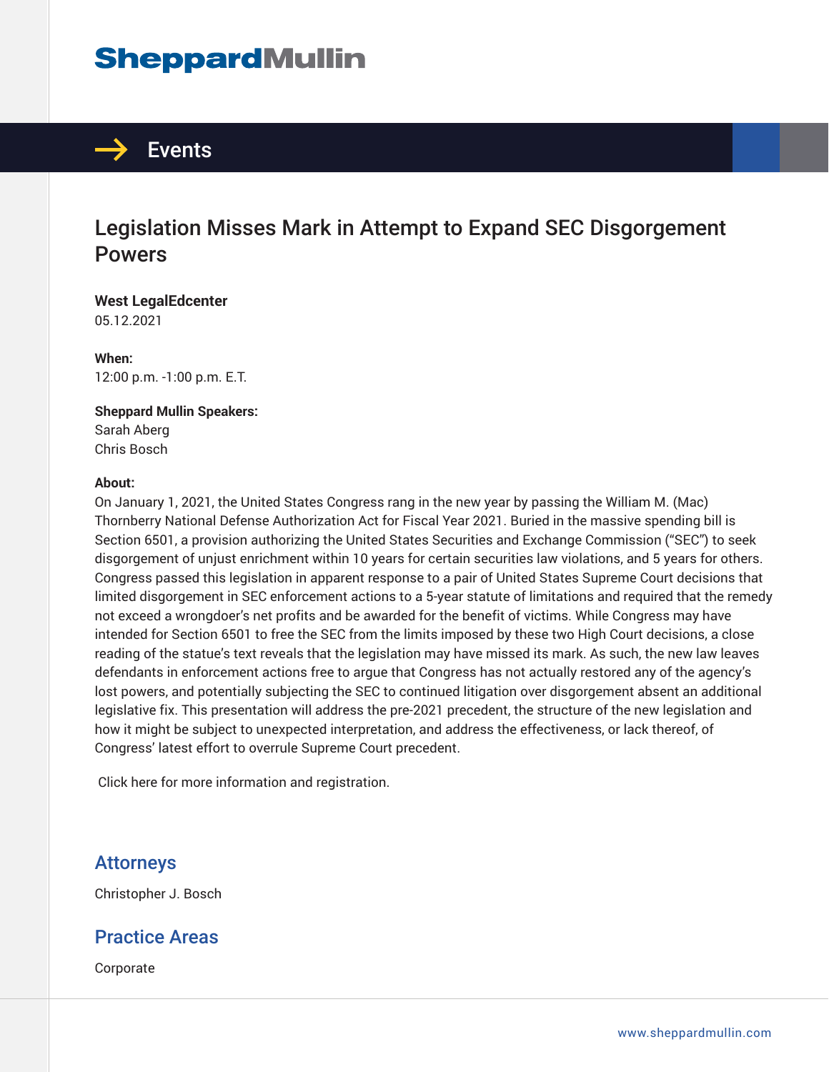# SheppardMullin

## Events

# Legislation Misses Mark in Attempt to Expand SEC Disgorgement Powers

**West LegalEdcenter**
05.12.2021

**When:**
12:00 p.m. -1:00 p.m. E.T.

**Sheppard Mullin Speakers:**
Sarah Aberg
Chris Bosch

**About:**
On January 1, 2021, the United States Congress rang in the new year by passing the William M. (Mac) Thornberry National Defense Authorization Act for Fiscal Year 2021. Buried in the massive spending bill is Section 6501, a provision authorizing the United States Securities and Exchange Commission ("SEC") to seek disgorgement of unjust enrichment within 10 years for certain securities law violations, and 5 years for others. Congress passed this legislation in apparent response to a pair of United States Supreme Court decisions that limited disgorgement in SEC enforcement actions to a 5-year statute of limitations and required that the remedy not exceed a wrongdoer's net profits and be awarded for the benefit of victims. While Congress may have intended for Section 6501 to free the SEC from the limits imposed by these two High Court decisions, a close reading of the statue's text reveals that the legislation may have missed its mark. As such, the new law leaves defendants in enforcement actions free to argue that Congress has not actually restored any of the agency's lost powers, and potentially subjecting the SEC to continued litigation over disgorgement absent an additional legislative fix. This presentation will address the pre-2021 precedent, the structure of the new legislation and how it might be subject to unexpected interpretation, and address the effectiveness, or lack thereof, of Congress' latest effort to overrule Supreme Court precedent.

Click here for more information and registration.

## Attorneys

Christopher J. Bosch

## Practice Areas

Corporate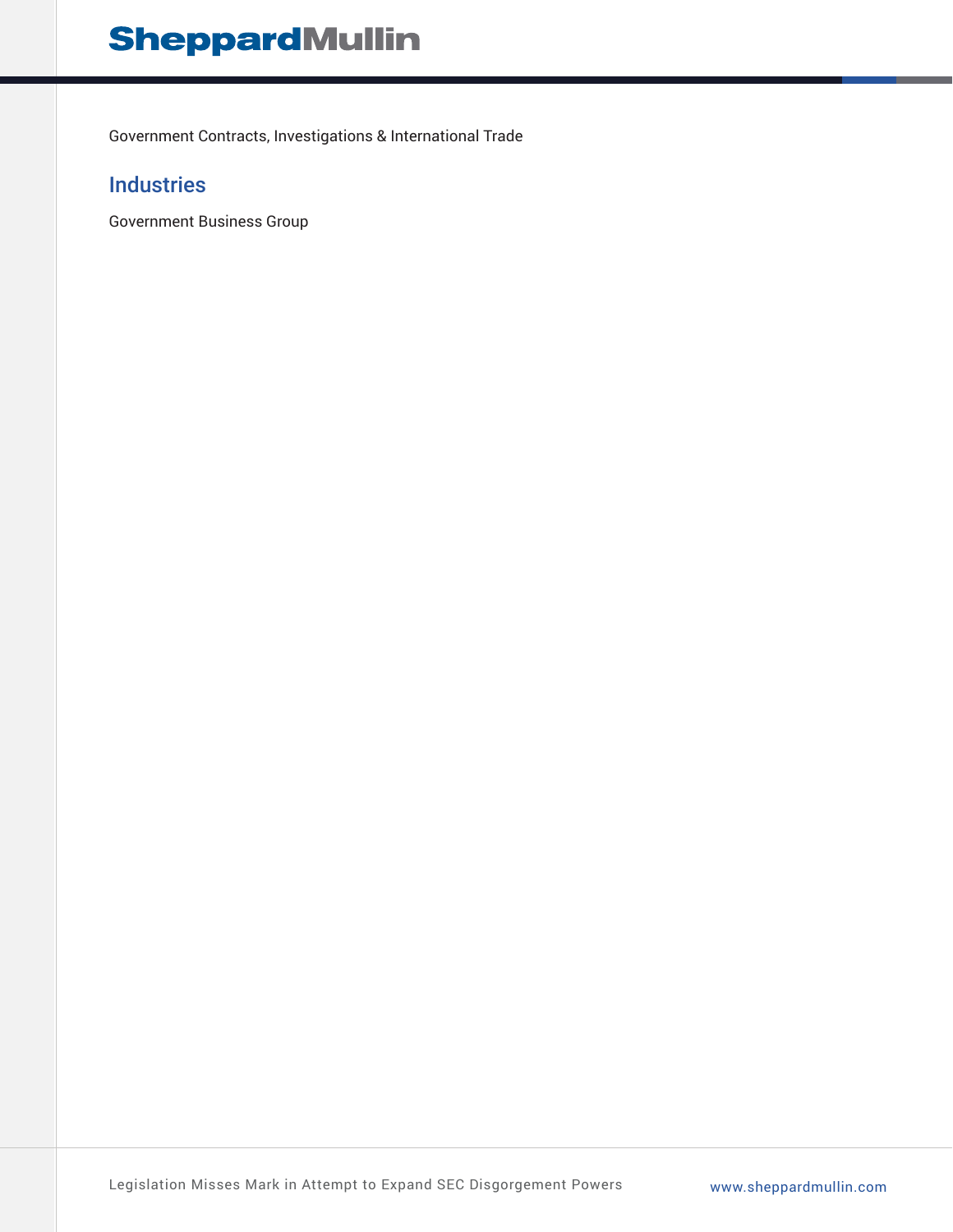Government Contracts, Investigations & International Trade

## Industries

Government Business Group